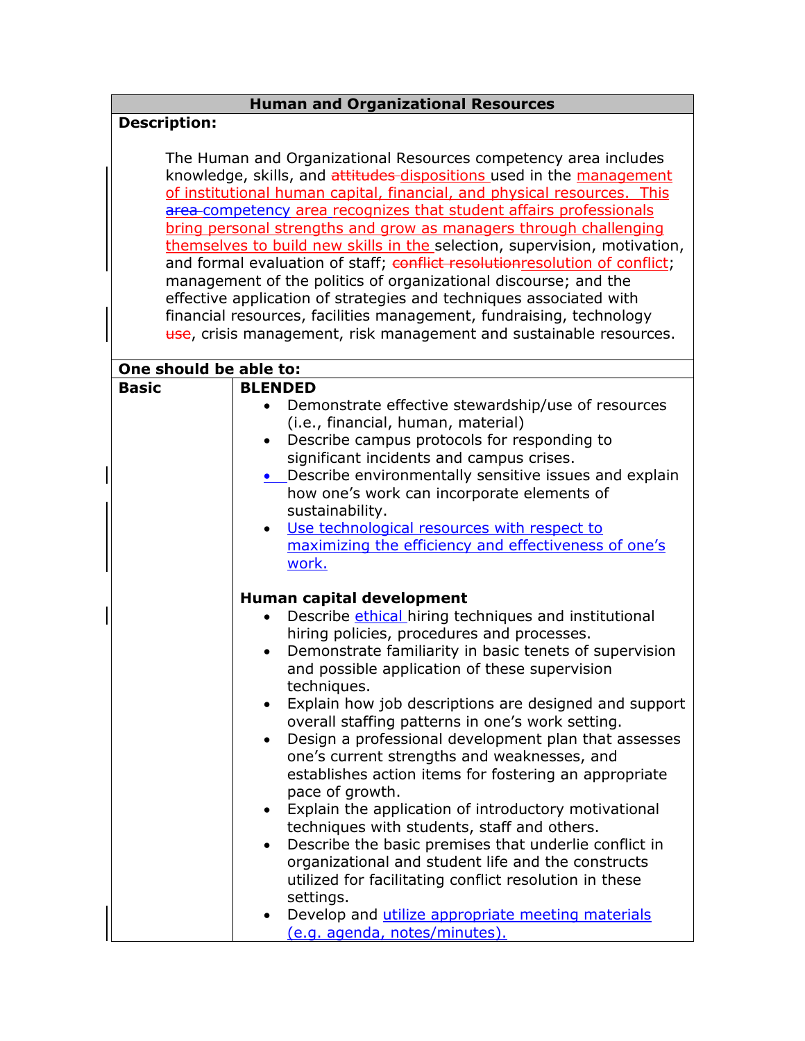## Human and Organizational Resources

**Description:**

The Human and Organizational Resources competency area includes knowledge, skills, and ~~attitudes~~ dispositions used in the management of institutional human capital, financial, and physical resources. This ~~area~~ competency area recognizes that student affairs professionals bring personal strengths and grow as managers through challenging themselves to build new skills in the selection, supervision, motivation, and formal evaluation of staff; ~~conflict resolution~~resolution of conflict; management of the politics of organizational discourse; and the effective application of strategies and techniques associated with financial resources, facilities management, fundraising, technology ~~use~~, crisis management, risk management and sustainable resources.

**One should be able to:**

**Basic**

**BLENDED**

- Demonstrate effective stewardship/use of resources (i.e., financial, human, material)
- Describe campus protocols for responding to significant incidents and campus crises.
- Describe environmentally sensitive issues and explain how one's work can incorporate elements of sustainability.
- Use technological resources with respect to maximizing the efficiency and effectiveness of one's work.

**Human capital development**

- Describe ethical hiring techniques and institutional hiring policies, procedures and processes.
- Demonstrate familiarity in basic tenets of supervision and possible application of these supervision techniques.
- Explain how job descriptions are designed and support overall staffing patterns in one's work setting.
- Design a professional development plan that assesses one's current strengths and weaknesses, and establishes action items for fostering an appropriate pace of growth.
- Explain the application of introductory motivational techniques with students, staff and others.
- Describe the basic premises that underlie conflict in organizational and student life and the constructs utilized for facilitating conflict resolution in these settings.
- Develop and utilize appropriate meeting materials (e.g. agenda, notes/minutes).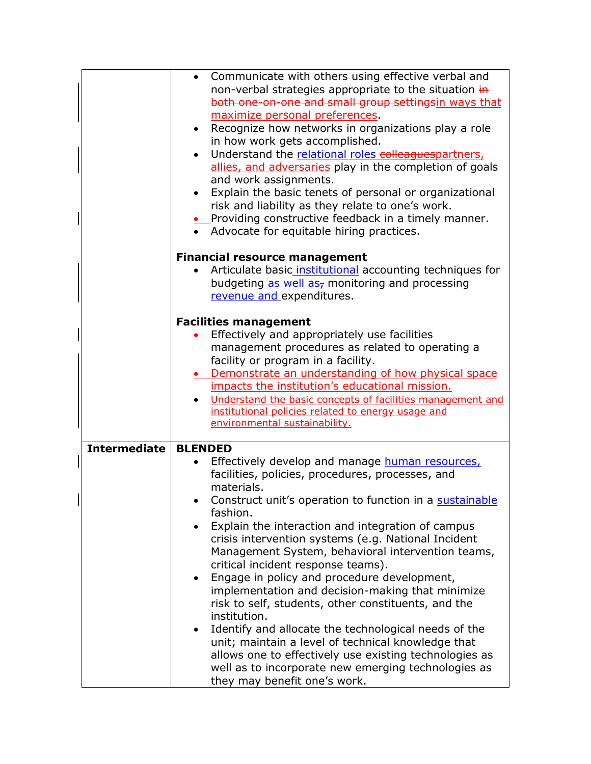| | |
|---|---|
| | • Communicate with others using effective verbal and non-verbal strategies appropriate to the situation ~~in both one-on-one and small group settings~~in ways that maximize personal preferences.<br>• Recognize how networks in organizations play a role in how work gets accomplished.<br>• Understand the relational roles ~~colleagues~~partners, allies, and adversaries play in the completion of goals and work assignments.<br>• Explain the basic tenets of personal or organizational risk and liability as they relate to one's work.<br>• Providing constructive feedback in a timely manner.<br>• Advocate for equitable hiring practices.<br><br>**Financial resource management**<br>• Articulate basic institutional accounting techniques for budgeting as well as~~,~~ monitoring and processing revenue and expenditures.<br><br>**Facilities management**<br>• Effectively and appropriately use facilities management procedures as related to operating a facility or program in a facility.<br>• Demonstrate an understanding of how physical space impacts the institution's educational mission.<br>• Understand the basic concepts of facilities management and institutional policies related to energy usage and environmental sustainability. |
| **Intermediate** | **BLENDED**<br>• Effectively develop and manage human resources, facilities, policies, procedures, processes, and materials.<br>• Construct unit's operation to function in a sustainable fashion.<br>• Explain the interaction and integration of campus crisis intervention systems (e.g. National Incident Management System, behavioral intervention teams, critical incident response teams).<br>• Engage in policy and procedure development, implementation and decision-making that minimize risk to self, students, other constituents, and the institution.<br>• Identify and allocate the technological needs of the unit; maintain a level of technical knowledge that allows one to effectively use existing technologies as well as to incorporate new emerging technologies as they may benefit one's work. |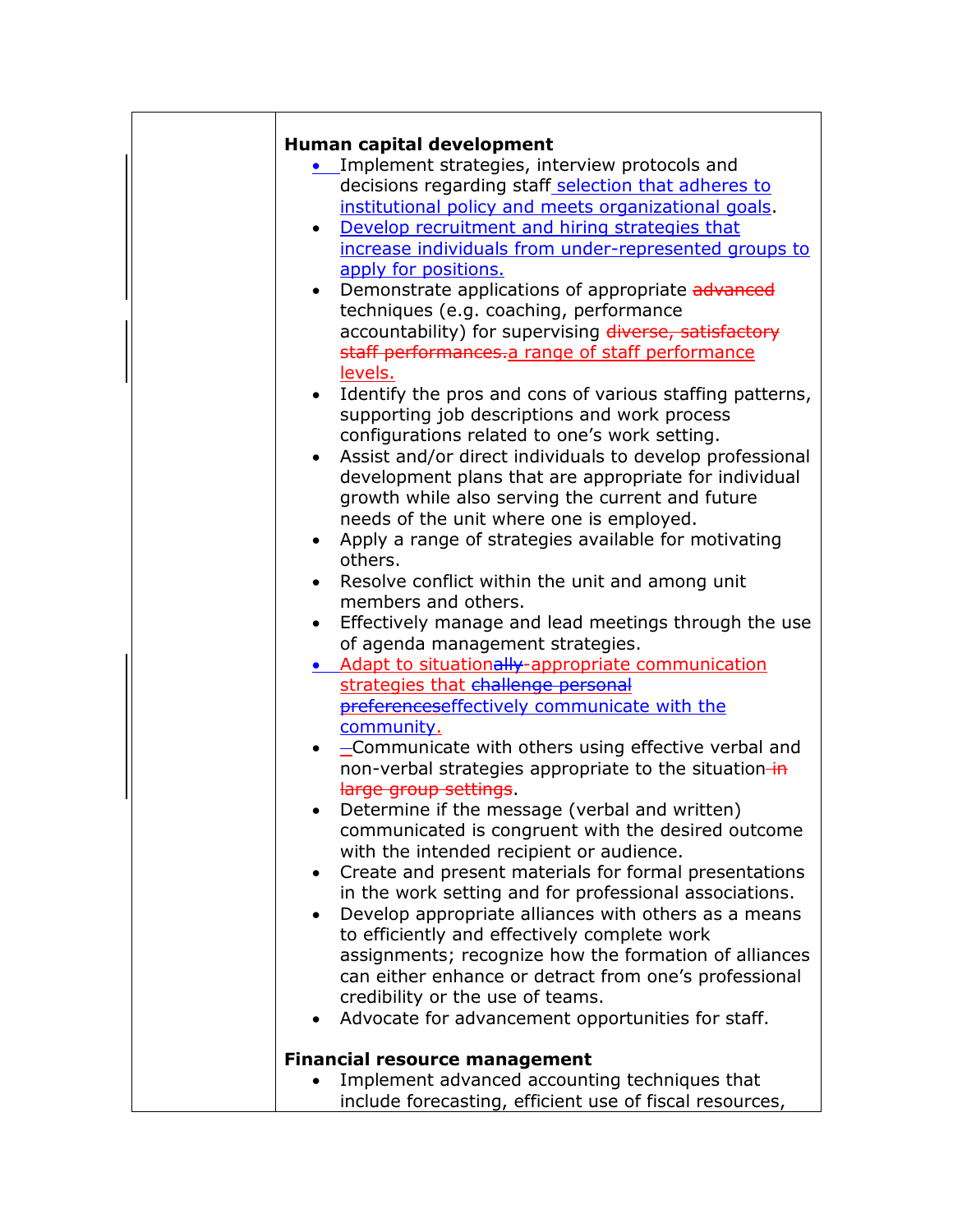**Human capital development**

- Implement strategies, interview protocols and decisions regarding staff selection that adheres to institutional policy and meets organizational goals.
- Develop recruitment and hiring strategies that increase individuals from under-represented groups to apply for positions.
- Demonstrate applications of appropriate ~~advanced~~ techniques (e.g. coaching, performance accountability) for supervising ~~diverse, satisfactory staff performances.~~a range of staff performance levels.
- Identify the pros and cons of various staffing patterns, supporting job descriptions and work process configurations related to one's work setting.
- Assist and/or direct individuals to develop professional development plans that are appropriate for individual growth while also serving the current and future needs of the unit where one is employed.
- Apply a range of strategies available for motivating others.
- Resolve conflict within the unit and among unit members and others.
- Effectively manage and lead meetings through the use of agenda management strategies.
- Adapt to situation~~ally~~-appropriate communication strategies that ~~challenge personal preferences~~effectively communicate with the community.
- ~~-~~Communicate with others using effective verbal and non-verbal strategies appropriate to the situation ~~in large group settings~~.
- Determine if the message (verbal and written) communicated is congruent with the desired outcome with the intended recipient or audience.
- Create and present materials for formal presentations in the work setting and for professional associations.
- Develop appropriate alliances with others as a means to efficiently and effectively complete work assignments; recognize how the formation of alliances can either enhance or detract from one's professional credibility or the use of teams.
- Advocate for advancement opportunities for staff.

**Financial resource management**

- Implement advanced accounting techniques that include forecasting, efficient use of fiscal resources,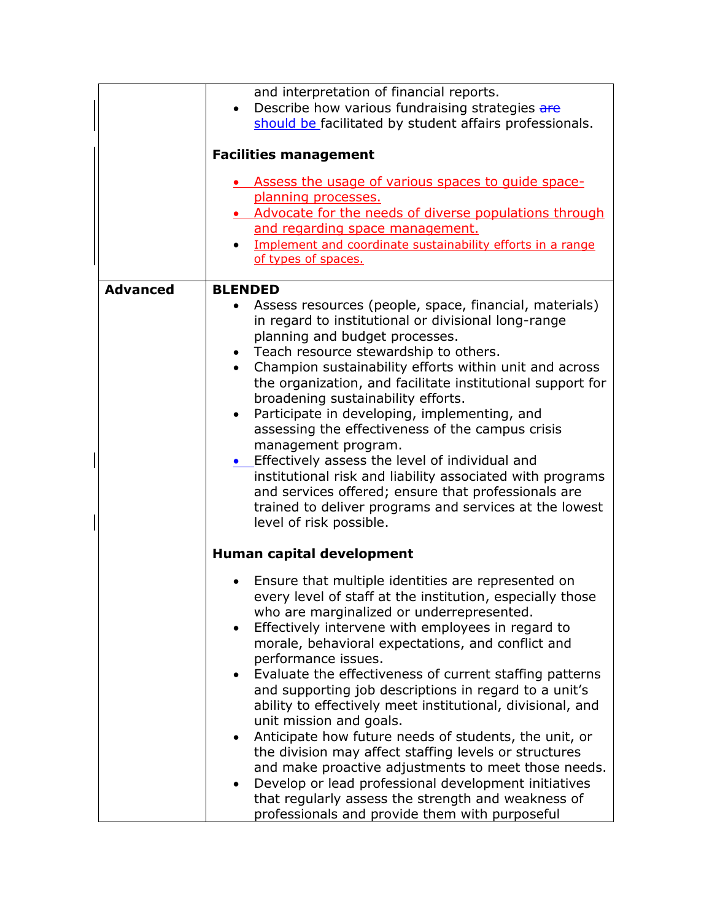| | |
|---|---|
| | and interpretation of financial reports.<br>• Describe how various fundraising strategies ~~are~~ should be facilitated by student affairs professionals.<br><br>**Facilities management**<br><br>• Assess the usage of various spaces to guide space-planning processes.<br>• Advocate for the needs of diverse populations through and regarding space management.<br>• Implement and coordinate sustainability efforts in a range of types of spaces. |
| **Advanced** | **BLENDED**<br>• Assess resources (people, space, financial, materials) in regard to institutional or divisional long-range planning and budget processes.<br>• Teach resource stewardship to others.<br>• Champion sustainability efforts within unit and across the organization, and facilitate institutional support for broadening sustainability efforts.<br>• Participate in developing, implementing, and assessing the effectiveness of the campus crisis management program.<br>• Effectively assess the level of individual and institutional risk and liability associated with programs and services offered; ensure that professionals are trained to deliver programs and services at the lowest level of risk possible.<br><br>**Human capital development**<br><br>• Ensure that multiple identities are represented on every level of staff at the institution, especially those who are marginalized or underrepresented.<br>• Effectively intervene with employees in regard to morale, behavioral expectations, and conflict and performance issues.<br>• Evaluate the effectiveness of current staffing patterns and supporting job descriptions in regard to a unit's ability to effectively meet institutional, divisional, and unit mission and goals.<br>• Anticipate how future needs of students, the unit, or the division may affect staffing levels or structures and make proactive adjustments to meet those needs.<br>• Develop or lead professional development initiatives that regularly assess the strength and weakness of professionals and provide them with purposeful |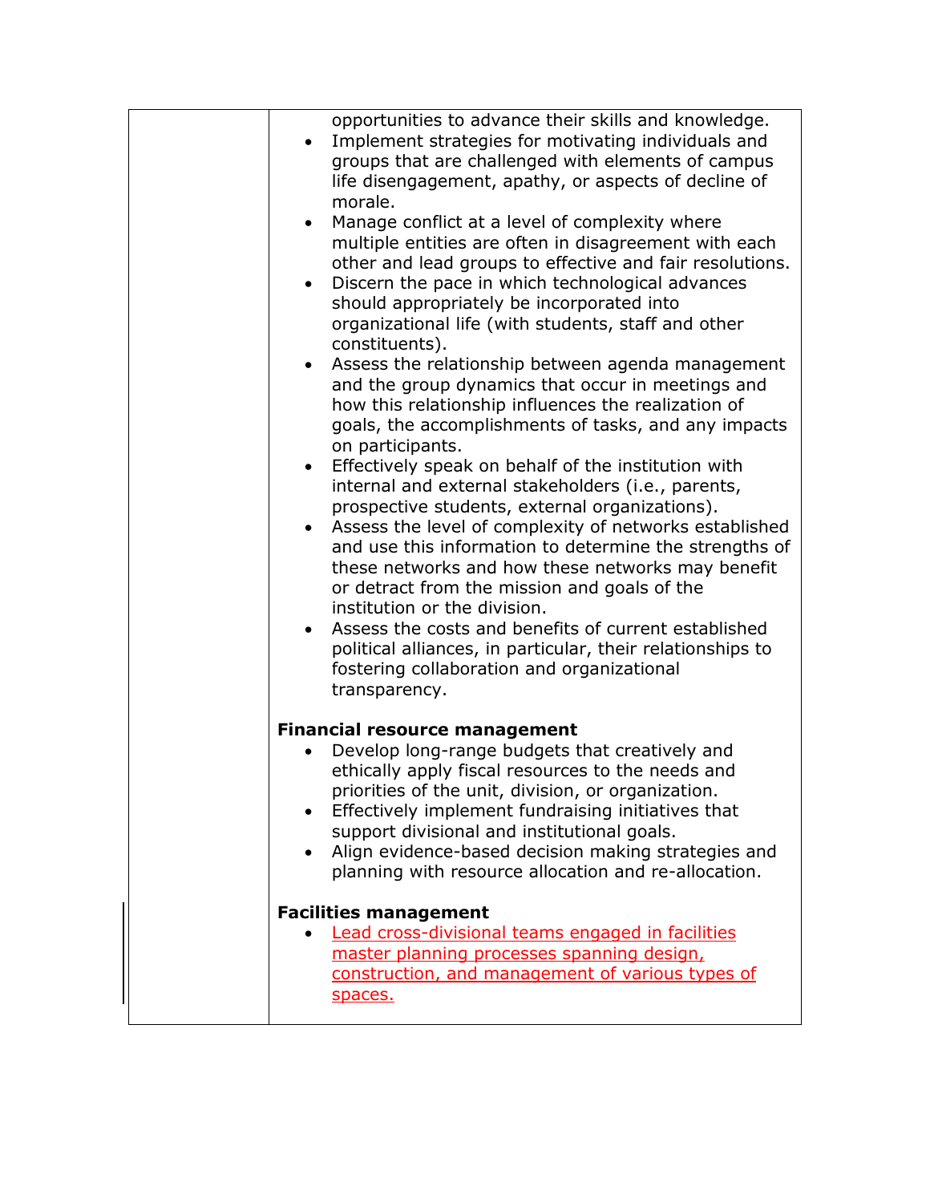| | |
|---|---|
| | opportunities to advance their skills and knowledge.<br>• Implement strategies for motivating individuals and groups that are challenged with elements of campus life disengagement, apathy, or aspects of decline of morale.<br>• Manage conflict at a level of complexity where multiple entities are often in disagreement with each other and lead groups to effective and fair resolutions.<br>• Discern the pace in which technological advances should appropriately be incorporated into organizational life (with students, staff and other constituents).<br>• Assess the relationship between agenda management and the group dynamics that occur in meetings and how this relationship influences the realization of goals, the accomplishments of tasks, and any impacts on participants.<br>• Effectively speak on behalf of the institution with internal and external stakeholders (i.e., parents, prospective students, external organizations).<br>• Assess the level of complexity of networks established and use this information to determine the strengths of these networks and how these networks may benefit or detract from the mission and goals of the institution or the division.<br>• Assess the costs and benefits of current established political alliances, in particular, their relationships to fostering collaboration and organizational transparency.<br><br>**Financial resource management**<br>• Develop long-range budgets that creatively and ethically apply fiscal resources to the needs and priorities of the unit, division, or organization.<br>• Effectively implement fundraising initiatives that support divisional and institutional goals.<br>• Align evidence-based decision making strategies and planning with resource allocation and re-allocation.<br><br>**Facilities management**<br>• Lead cross-divisional teams engaged in facilities master planning processes spanning design, construction, and management of various types of spaces. |